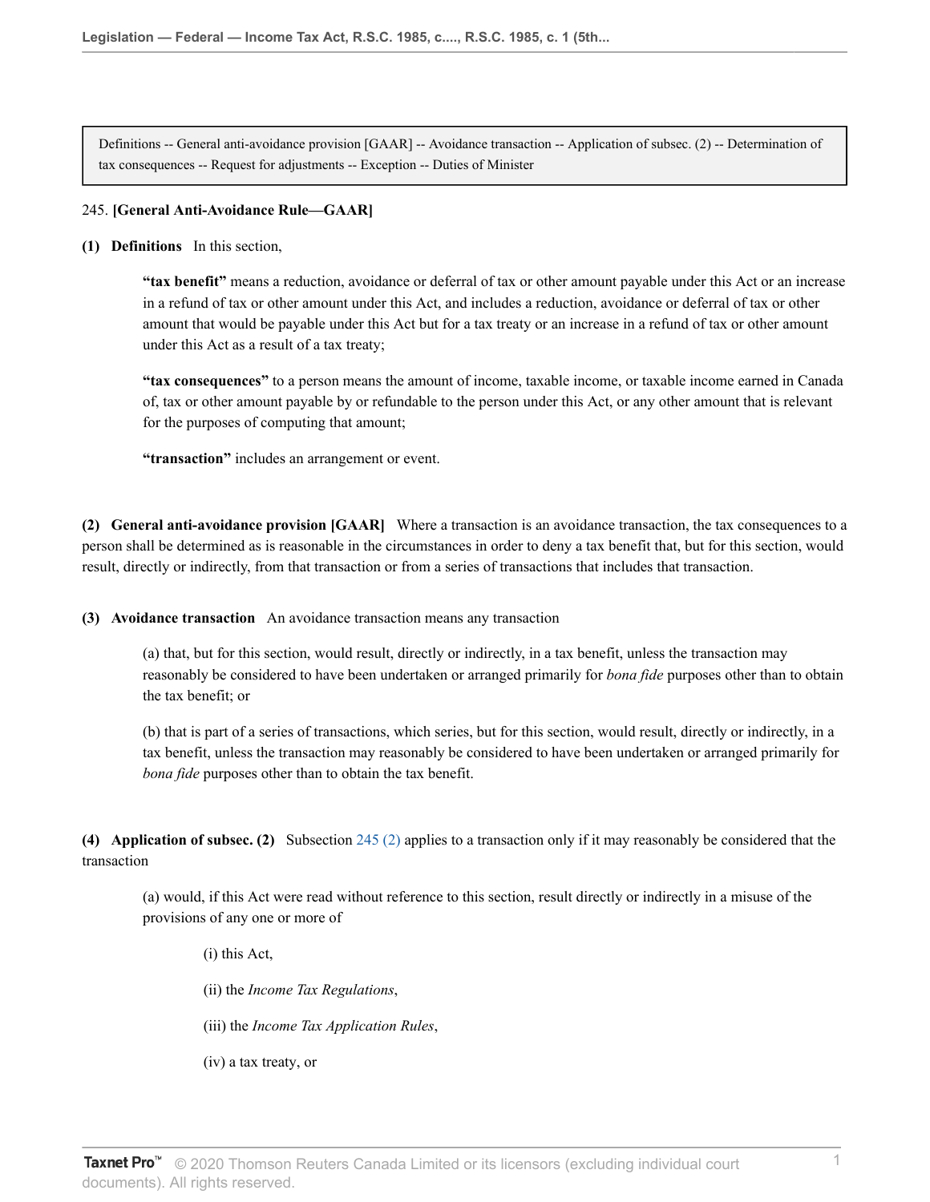Definitions -- General anti-avoidance provision [GAAR] -- Avoidance transaction -- Application of subsec. (2) -- Determination of tax consequences -- Request for adjustments -- Exception -- Duties of Minister

245. **[General Anti-Avoidance Rule—GAAR]**

**(1) Definitions** In this section,

> **"tax benefit"** means a reduction, avoidance or deferral of tax or other amount payable under this Act or an increase in a refund of tax or other amount under this Act, and includes a reduction, avoidance or deferral of tax or other amount that would be payable under this Act but for a tax treaty or an increase in a refund of tax or other amount under this Act as a result of a tax treaty;
>
> **"tax consequences"** to a person means the amount of income, taxable income, or taxable income earned in Canada of, tax or other amount payable by or refundable to the person under this Act, or any other amount that is relevant for the purposes of computing that amount;
>
> **"transaction"** includes an arrangement or event.

**(2) General anti-avoidance provision [GAAR]** Where a transaction is an avoidance transaction, the tax consequences to a person shall be determined as is reasonable in the circumstances in order to deny a tax benefit that, but for this section, would result, directly or indirectly, from that transaction or from a series of transactions that includes that transaction.

**(3) Avoidance transaction** An avoidance transaction means any transaction

> (a) that, but for this section, would result, directly or indirectly, in a tax benefit, unless the transaction may reasonably be considered to have been undertaken or arranged primarily for *bona fide* purposes other than to obtain the tax benefit; or
>
> (b) that is part of a series of transactions, which series, but for this section, would result, directly or indirectly, in a tax benefit, unless the transaction may reasonably be considered to have been undertaken or arranged primarily for *bona fide* purposes other than to obtain the tax benefit.

**(4) Application of subsec. (2)** Subsection 245 (2) applies to a transaction only if it may reasonably be considered that the transaction

> (a) would, if this Act were read without reference to this section, result directly or indirectly in a misuse of the provisions of any one or more of
>
> > (i) this Act,
> >
> > (ii) the *Income Tax Regulations*,
> >
> > (iii) the *Income Tax Application Rules*,
> >
> > (iv) a tax treaty, or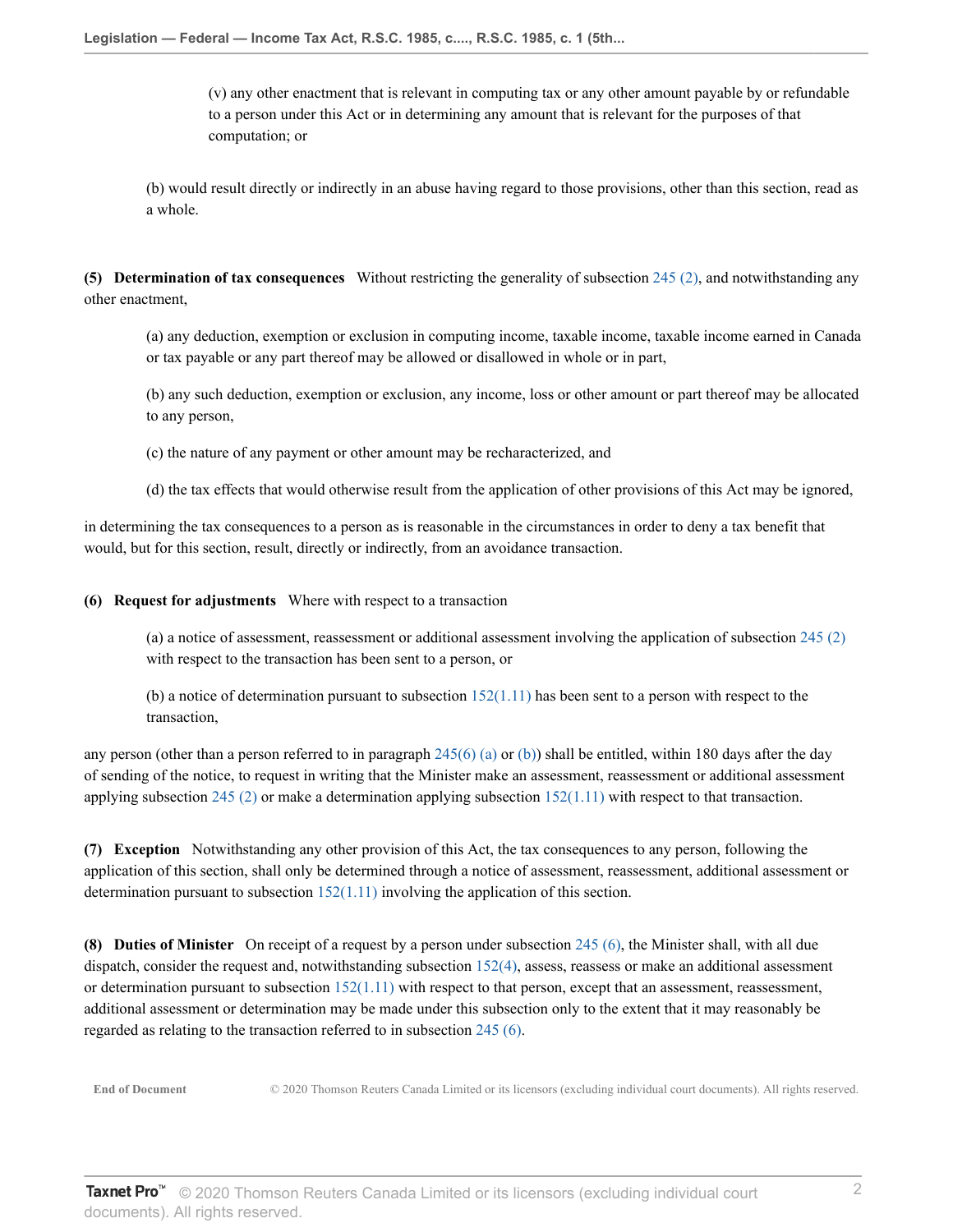(v) any other enactment that is relevant in computing tax or any other amount payable by or refundable to a person under this Act or in determining any amount that is relevant for the purposes of that computation; or

(b) would result directly or indirectly in an abuse having regard to those provisions, other than this section, read as a whole.

**(5) Determination of tax consequences** Without restricting the generality of subsection 245 (2), and notwithstanding any other enactment,

(a) any deduction, exemption or exclusion in computing income, taxable income, taxable income earned in Canada or tax payable or any part thereof may be allowed or disallowed in whole or in part,

(b) any such deduction, exemption or exclusion, any income, loss or other amount or part thereof may be allocated to any person,

(c) the nature of any payment or other amount may be recharacterized, and

(d) the tax effects that would otherwise result from the application of other provisions of this Act may be ignored,

in determining the tax consequences to a person as is reasonable in the circumstances in order to deny a tax benefit that would, but for this section, result, directly or indirectly, from an avoidance transaction.

**(6) Request for adjustments** Where with respect to a transaction

(a) a notice of assessment, reassessment or additional assessment involving the application of subsection 245 (2) with respect to the transaction has been sent to a person, or

(b) a notice of determination pursuant to subsection 152(1.11) has been sent to a person with respect to the transaction,

any person (other than a person referred to in paragraph 245(6) (a) or (b)) shall be entitled, within 180 days after the day of sending of the notice, to request in writing that the Minister make an assessment, reassessment or additional assessment applying subsection 245 (2) or make a determination applying subsection 152(1.11) with respect to that transaction.

**(7) Exception** Notwithstanding any other provision of this Act, the tax consequences to any person, following the application of this section, shall only be determined through a notice of assessment, reassessment, additional assessment or determination pursuant to subsection 152(1.11) involving the application of this section.

**(8) Duties of Minister** On receipt of a request by a person under subsection 245 (6), the Minister shall, with all due dispatch, consider the request and, notwithstanding subsection 152(4), assess, reassess or make an additional assessment or determination pursuant to subsection 152(1.11) with respect to that person, except that an assessment, reassessment, additional assessment or determination may be made under this subsection only to the extent that it may reasonably be regarded as relating to the transaction referred to in subsection 245 (6).

End of Document © 2020 Thomson Reuters Canada Limited or its licensors (excluding individual court documents). All rights reserved.